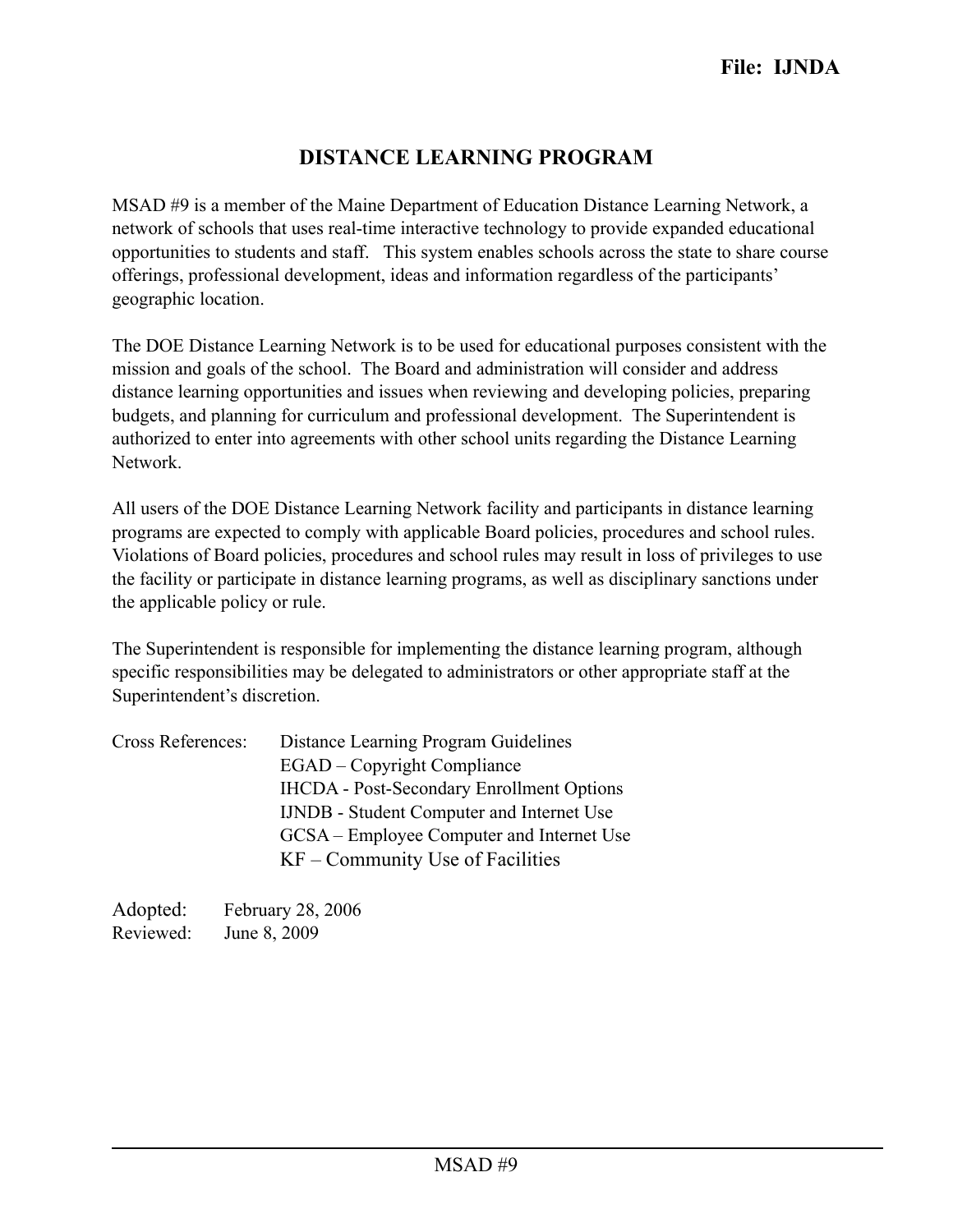**File: IJNDA**

# DISTANCE LEARNING PROGRAM

MSAD #9 is a member of the Maine Department of Education Distance Learning Network, a network of schools that uses real-time interactive technology to provide expanded educational opportunities to students and staff. This system enables schools across the state to share course offerings, professional development, ideas and information regardless of the participants' geographic location.

The DOE Distance Learning Network is to be used for educational purposes consistent with the mission and goals of the school. The Board and administration will consider and address distance learning opportunities and issues when reviewing and developing policies, preparing budgets, and planning for curriculum and professional development. The Superintendent is authorized to enter into agreements with other school units regarding the Distance Learning Network.

All users of the DOE Distance Learning Network facility and participants in distance learning programs are expected to comply with applicable Board policies, procedures and school rules. Violations of Board policies, procedures and school rules may result in loss of privileges to use the facility or participate in distance learning programs, as well as disciplinary sanctions under the applicable policy or rule.

The Superintendent is responsible for implementing the distance learning program, although specific responsibilities may be delegated to administrators or other appropriate staff at the Superintendent's discretion.

Cross References:
- Distance Learning Program Guidelines
- EGAD – Copyright Compliance
- IHCDA - Post-Secondary Enrollment Options
- IJNDB - Student Computer and Internet Use
- GCSA – Employee Computer and Internet Use
- KF – Community Use of Facilities

Adopted: February 28, 2006
Reviewed: June 8, 2009